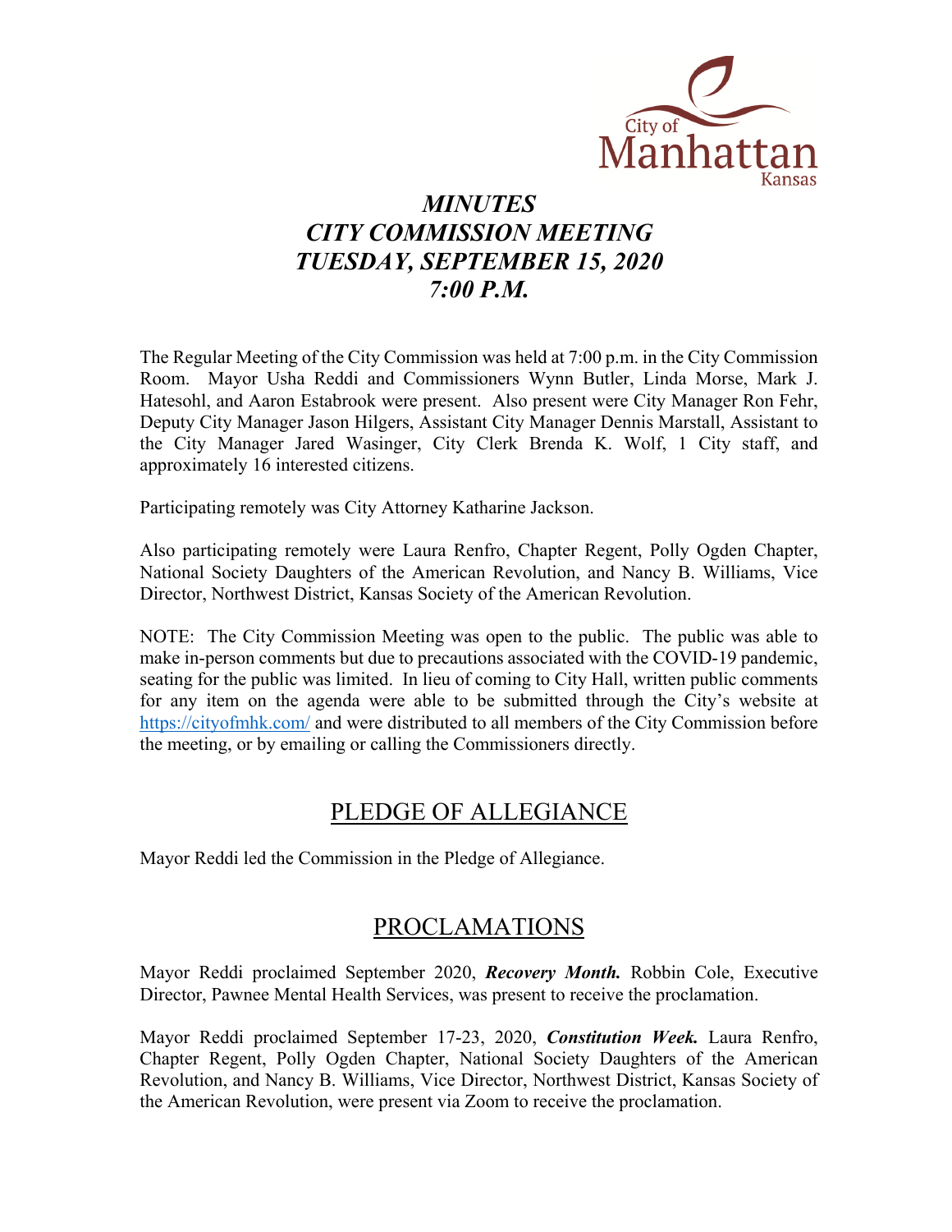# *MINUTES*
# *CITY COMMISSION MEETING*
# *TUESDAY, SEPTEMBER 15, 2020*
# *7:00 P.M.*

The Regular Meeting of the City Commission was held at 7:00 p.m. in the City Commission Room. Mayor Usha Reddi and Commissioners Wynn Butler, Linda Morse, Mark J. Hatesohl, and Aaron Estabrook were present. Also present were City Manager Ron Fehr, Deputy City Manager Jason Hilgers, Assistant City Manager Dennis Marstall, Assistant to the City Manager Jared Wasinger, City Clerk Brenda K. Wolf, 1 City staff, and approximately 16 interested citizens.

Participating remotely was City Attorney Katharine Jackson.

Also participating remotely were Laura Renfro, Chapter Regent, Polly Ogden Chapter, National Society Daughters of the American Revolution, and Nancy B. Williams, Vice Director, Northwest District, Kansas Society of the American Revolution.

NOTE: The City Commission Meeting was open to the public. The public was able to make in-person comments but due to precautions associated with the COVID-19 pandemic, seating for the public was limited. In lieu of coming to City Hall, written public comments for any item on the agenda were able to be submitted through the City's website at https://cityofmhk.com/ and were distributed to all members of the City Commission before the meeting, or by emailing or calling the Commissioners directly.

## PLEDGE OF ALLEGIANCE

Mayor Reddi led the Commission in the Pledge of Allegiance.

## PROCLAMATIONS

Mayor Reddi proclaimed September 2020, ***Recovery Month.*** Robbin Cole, Executive Director, Pawnee Mental Health Services, was present to receive the proclamation.

Mayor Reddi proclaimed September 17-23, 2020, ***Constitution Week.*** Laura Renfro, Chapter Regent, Polly Ogden Chapter, National Society Daughters of the American Revolution, and Nancy B. Williams, Vice Director, Northwest District, Kansas Society of the American Revolution, were present via Zoom to receive the proclamation.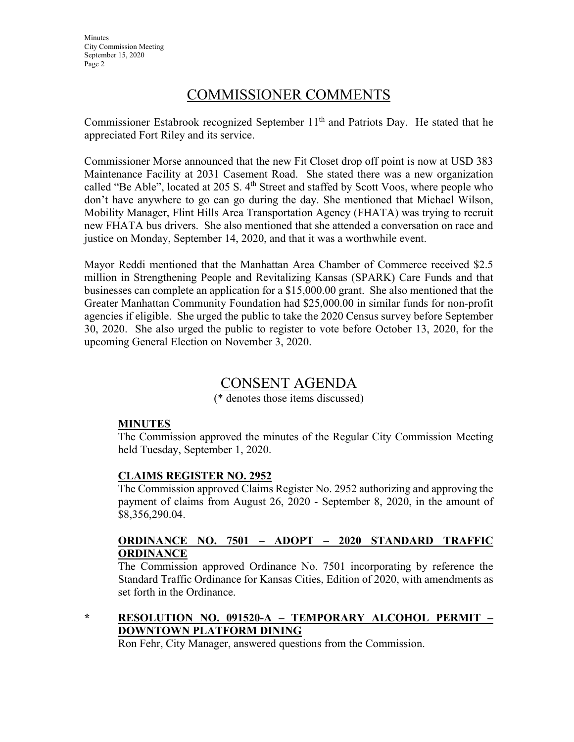## COMMISSIONER COMMENTS

Commissioner Estabrook recognized September 11th and Patriots Day. He stated that he appreciated Fort Riley and its service.

Commissioner Morse announced that the new Fit Closet drop off point is now at USD 383 Maintenance Facility at 2031 Casement Road. She stated there was a new organization called "Be Able", located at 205 S. 4th Street and staffed by Scott Voos, where people who don't have anywhere to go can go during the day. She mentioned that Michael Wilson, Mobility Manager, Flint Hills Area Transportation Agency (FHATA) was trying to recruit new FHATA bus drivers. She also mentioned that she attended a conversation on race and justice on Monday, September 14, 2020, and that it was a worthwhile event.

Mayor Reddi mentioned that the Manhattan Area Chamber of Commerce received $2.5 million in Strengthening People and Revitalizing Kansas (SPARK) Care Funds and that businesses can complete an application for a $15,000.00 grant. She also mentioned that the Greater Manhattan Community Foundation had $25,000.00 in similar funds for non-profit agencies if eligible. She urged the public to take the 2020 Census survey before September 30, 2020. She also urged the public to register to vote before October 13, 2020, for the upcoming General Election on November 3, 2020.

## CONSENT AGENDA

(* denotes those items discussed)

**MINUTES**

The Commission approved the minutes of the Regular City Commission Meeting held Tuesday, September 1, 2020.

**CLAIMS REGISTER NO. 2952**

The Commission approved Claims Register No. 2952 authorizing and approving the payment of claims from August 26, 2020 - September 8, 2020, in the amount of $8,356,290.04.

**ORDINANCE NO. 7501 – ADOPT – 2020 STANDARD TRAFFIC ORDINANCE**

The Commission approved Ordinance No. 7501 incorporating by reference the Standard Traffic Ordinance for Kansas Cities, Edition of 2020, with amendments as set forth in the Ordinance.

\* **RESOLUTION NO. 091520-A – TEMPORARY ALCOHOL PERMIT – DOWNTOWN PLATFORM DINING**

Ron Fehr, City Manager, answered questions from the Commission.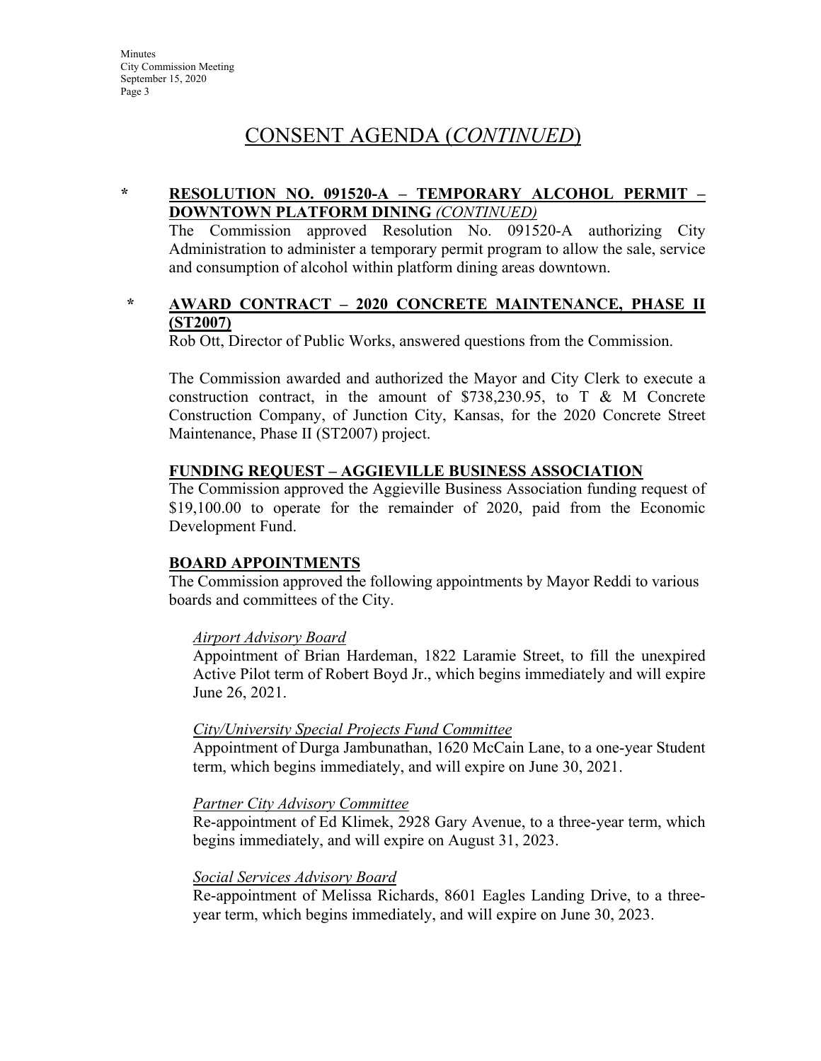# CONSENT AGENDA (*CONTINUED*)

\* **RESOLUTION NO. 091520-A – TEMPORARY ALCOHOL PERMIT – DOWNTOWN PLATFORM DINING** *(CONTINUED)*

The Commission approved Resolution No. 091520-A authorizing City Administration to administer a temporary permit program to allow the sale, service and consumption of alcohol within platform dining areas downtown.

\* **AWARD CONTRACT – 2020 CONCRETE MAINTENANCE, PHASE II (ST2007)**

Rob Ott, Director of Public Works, answered questions from the Commission.

The Commission awarded and authorized the Mayor and City Clerk to execute a construction contract, in the amount of $738,230.95, to T & M Concrete Construction Company, of Junction City, Kansas, for the 2020 Concrete Street Maintenance, Phase II (ST2007) project.

**FUNDING REQUEST – AGGIEVILLE BUSINESS ASSOCIATION**

The Commission approved the Aggieville Business Association funding request of $19,100.00 to operate for the remainder of 2020, paid from the Economic Development Fund.

**BOARD APPOINTMENTS**

The Commission approved the following appointments by Mayor Reddi to various boards and committees of the City.

*Airport Advisory Board*

Appointment of Brian Hardeman, 1822 Laramie Street, to fill the unexpired Active Pilot term of Robert Boyd Jr., which begins immediately and will expire June 26, 2021.

*City/University Special Projects Fund Committee*

Appointment of Durga Jambunathan, 1620 McCain Lane, to a one-year Student term, which begins immediately, and will expire on June 30, 2021.

*Partner City Advisory Committee*

Re-appointment of Ed Klimek, 2928 Gary Avenue, to a three-year term, which begins immediately, and will expire on August 31, 2023.

*Social Services Advisory Board*

Re-appointment of Melissa Richards, 8601 Eagles Landing Drive, to a three-year term, which begins immediately, and will expire on June 30, 2023.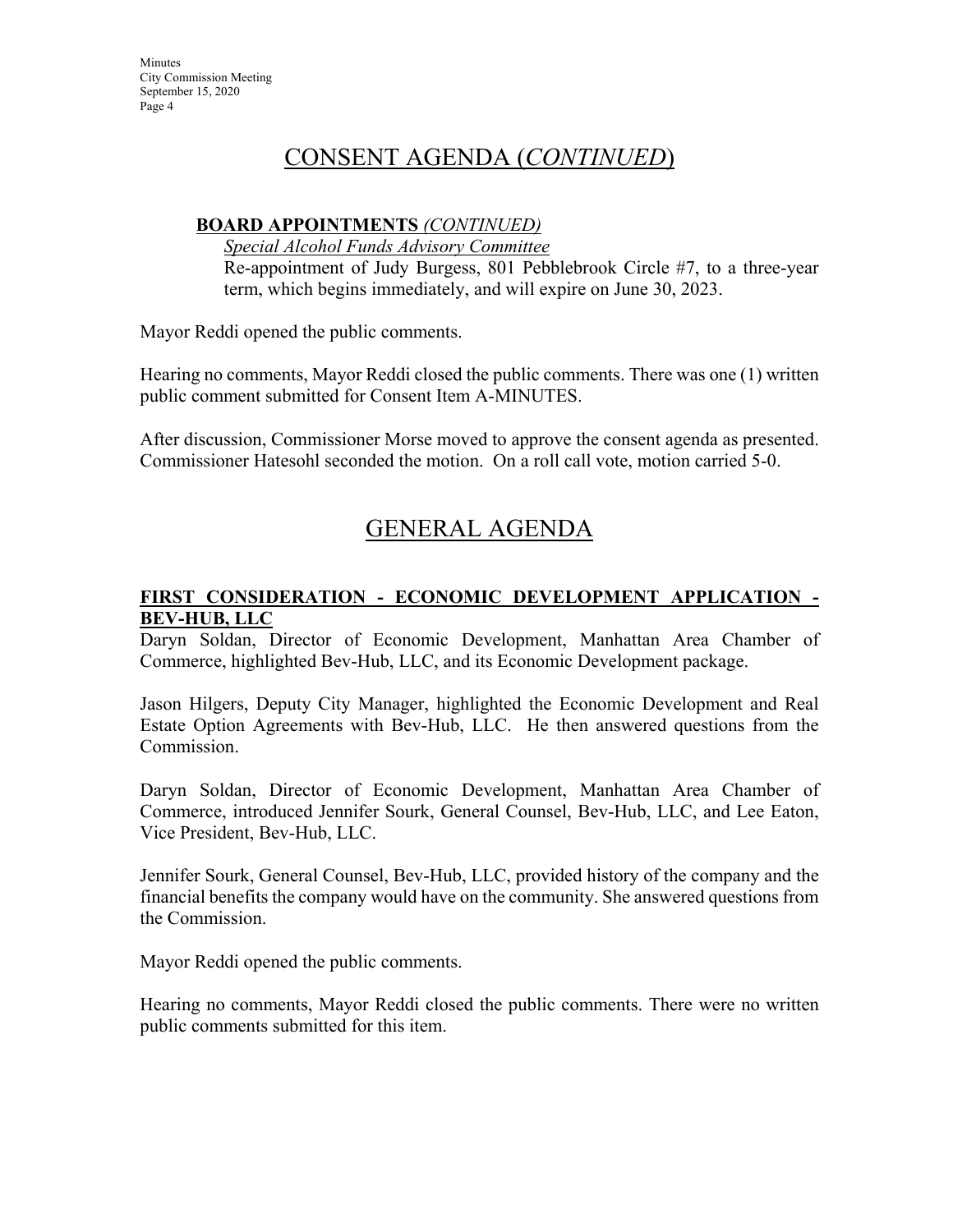# CONSENT AGENDA (*CONTINUED*)

**BOARD APPOINTMENTS** *(CONTINUED)*

*Special Alcohol Funds Advisory Committee*

Re-appointment of Judy Burgess, 801 Pebblebrook Circle #7, to a three-year term, which begins immediately, and will expire on June 30, 2023.

Mayor Reddi opened the public comments.

Hearing no comments, Mayor Reddi closed the public comments. There was one (1) written public comment submitted for Consent Item A-MINUTES.

After discussion, Commissioner Morse moved to approve the consent agenda as presented. Commissioner Hatesohl seconded the motion. On a roll call vote, motion carried 5-0.

# GENERAL AGENDA

**FIRST CONSIDERATION - ECONOMIC DEVELOPMENT APPLICATION - BEV-HUB, LLC**

Daryn Soldan, Director of Economic Development, Manhattan Area Chamber of Commerce, highlighted Bev-Hub, LLC, and its Economic Development package.

Jason Hilgers, Deputy City Manager, highlighted the Economic Development and Real Estate Option Agreements with Bev-Hub, LLC. He then answered questions from the Commission.

Daryn Soldan, Director of Economic Development, Manhattan Area Chamber of Commerce, introduced Jennifer Sourk, General Counsel, Bev-Hub, LLC, and Lee Eaton, Vice President, Bev-Hub, LLC.

Jennifer Sourk, General Counsel, Bev-Hub, LLC, provided history of the company and the financial benefits the company would have on the community. She answered questions from the Commission.

Mayor Reddi opened the public comments.

Hearing no comments, Mayor Reddi closed the public comments. There were no written public comments submitted for this item.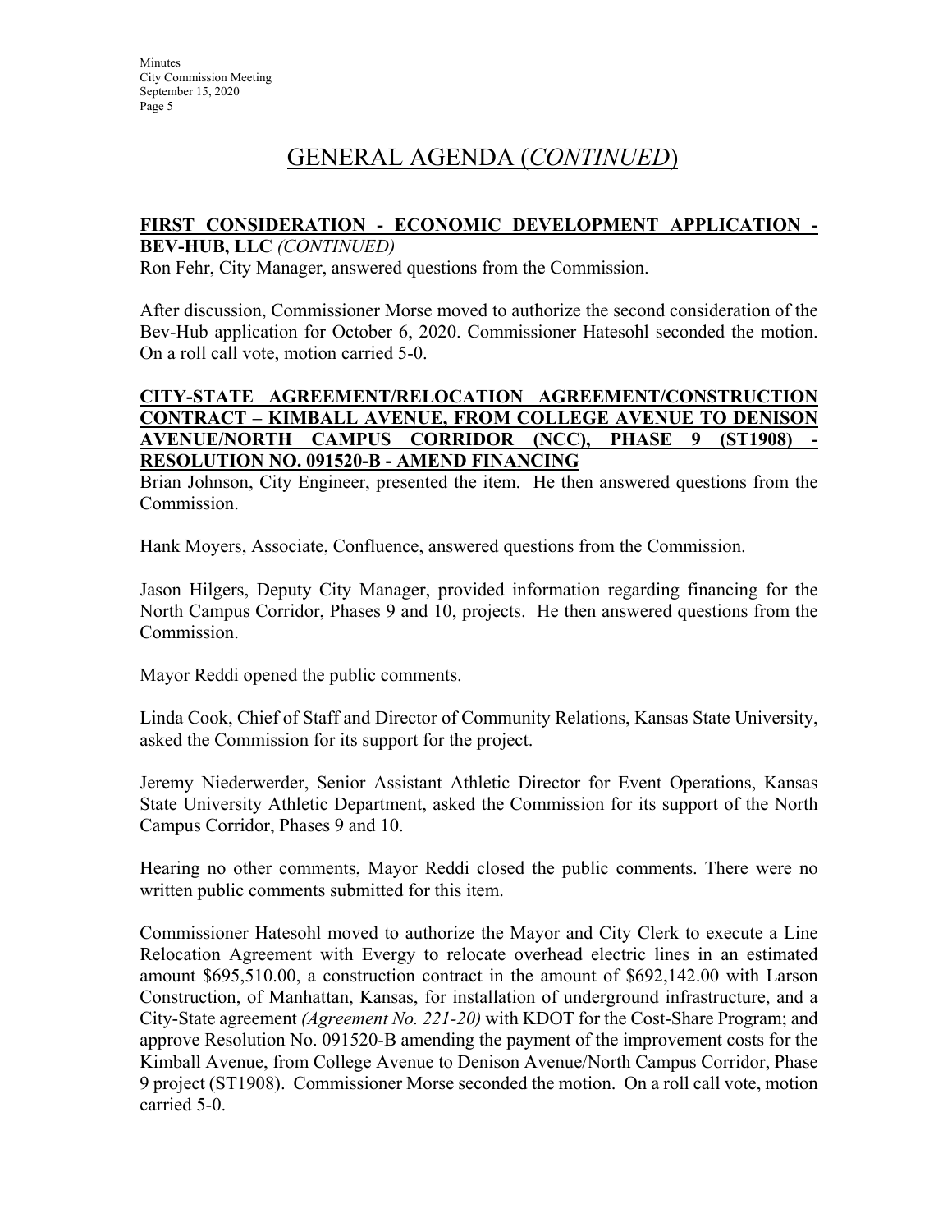# GENERAL AGENDA (*CONTINUED*)

**FIRST CONSIDERATION - ECONOMIC DEVELOPMENT APPLICATION - BEV-HUB, LLC** ***(CONTINUED)***

Ron Fehr, City Manager, answered questions from the Commission.

After discussion, Commissioner Morse moved to authorize the second consideration of the Bev-Hub application for October 6, 2020. Commissioner Hatesohl seconded the motion. On a roll call vote, motion carried 5-0.

**CITY-STATE AGREEMENT/RELOCATION AGREEMENT/CONSTRUCTION CONTRACT – KIMBALL AVENUE, FROM COLLEGE AVENUE TO DENISON AVENUE/NORTH CAMPUS CORRIDOR (NCC), PHASE 9 (ST1908) - RESOLUTION NO. 091520-B - AMEND FINANCING**

Brian Johnson, City Engineer, presented the item. He then answered questions from the Commission.

Hank Moyers, Associate, Confluence, answered questions from the Commission.

Jason Hilgers, Deputy City Manager, provided information regarding financing for the North Campus Corridor, Phases 9 and 10, projects. He then answered questions from the Commission.

Mayor Reddi opened the public comments.

Linda Cook, Chief of Staff and Director of Community Relations, Kansas State University, asked the Commission for its support for the project.

Jeremy Niederwerder, Senior Assistant Athletic Director for Event Operations, Kansas State University Athletic Department, asked the Commission for its support of the North Campus Corridor, Phases 9 and 10.

Hearing no other comments, Mayor Reddi closed the public comments. There were no written public comments submitted for this item.

Commissioner Hatesohl moved to authorize the Mayor and City Clerk to execute a Line Relocation Agreement with Evergy to relocate overhead electric lines in an estimated amount $695,510.00, a construction contract in the amount of $692,142.00 with Larson Construction, of Manhattan, Kansas, for installation of underground infrastructure, and a City-State agreement *(Agreement No. 221-20)* with KDOT for the Cost-Share Program; and approve Resolution No. 091520-B amending the payment of the improvement costs for the Kimball Avenue, from College Avenue to Denison Avenue/North Campus Corridor, Phase 9 project (ST1908). Commissioner Morse seconded the motion. On a roll call vote, motion carried 5-0.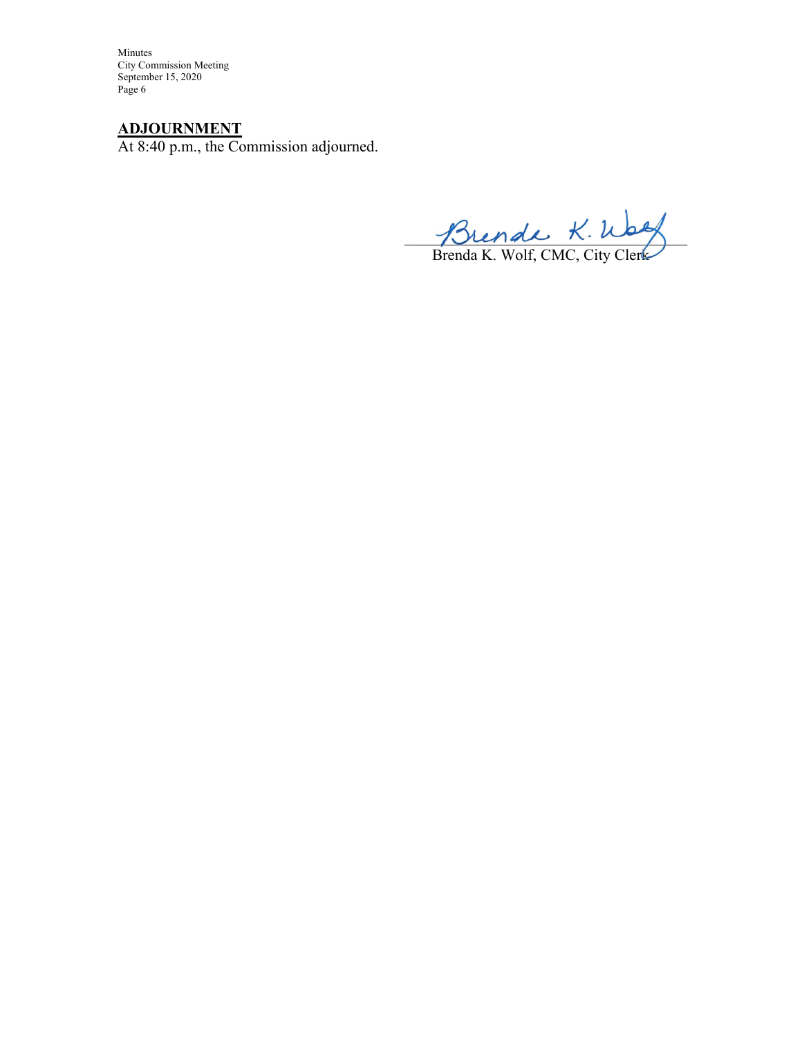**ADJOURNMENT**

At 8:40 p.m., the Commission adjourned.

Brenda K. Wolf, CMC, City Clerk